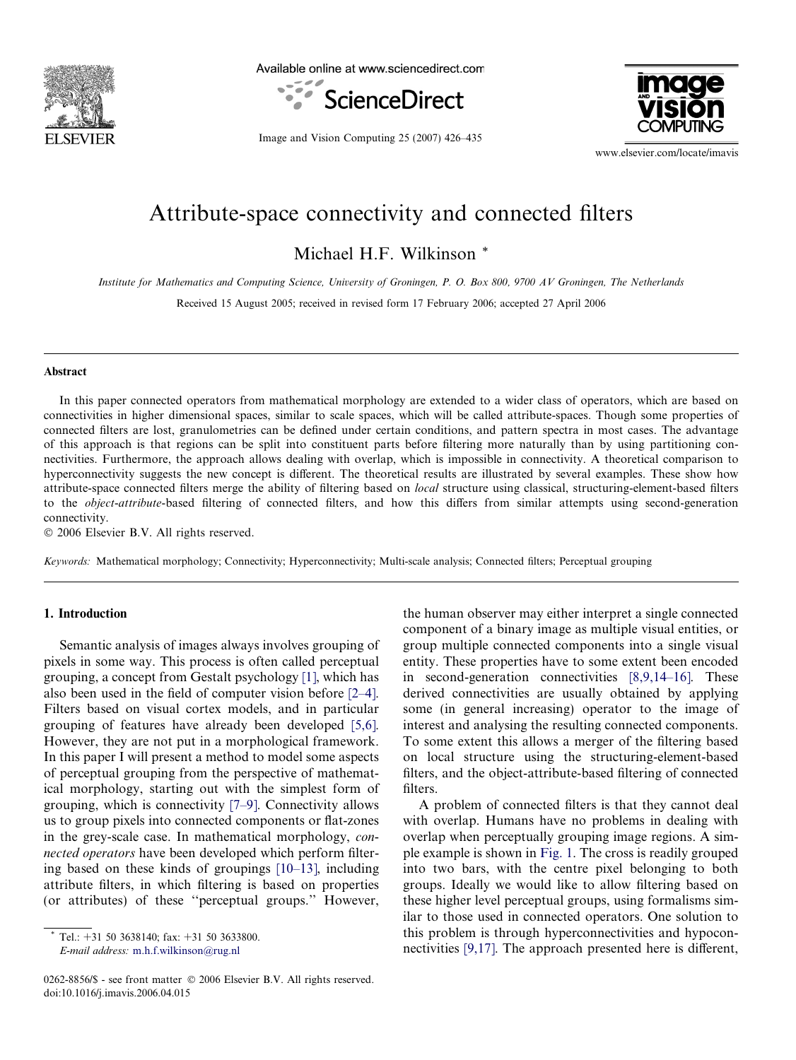# Attribute-space connectivity and connected filters

Michael H.F. Wilkinson *

*Institute for Mathematics and Computing Science, University of Groningen, P. O. Box 800, 9700 AV Groningen, The Netherlands*

Received 15 August 2005; received in revised form 17 February 2006; accepted 27 April 2006

## Abstract

In this paper connected operators from mathematical morphology are extended to a wider class of operators, which are based on connectivities in higher dimensional spaces, similar to scale spaces, which will be called attribute-spaces. Though some properties of connected filters are lost, granulometries can be defined under certain conditions, and pattern spectra in most cases. The advantage of this approach is that regions can be split into constituent parts before filtering more naturally than by using partitioning connectivities. Furthermore, the approach allows dealing with overlap, which is impossible in connectivity. A theoretical comparison to hyperconnectivity suggests the new concept is different. The theoretical results are illustrated by several examples. These show how attribute-space connected filters merge the ability of filtering based on *local* structure using classical, structuring-element-based filters to the *object-attribute*-based filtering of connected filters, and how this differs from similar attempts using second-generation connectivity.

© 2006 Elsevier B.V. All rights reserved.

*Keywords:* Mathematical morphology; Connectivity; Hyperconnectivity; Multi-scale analysis; Connected filters; Perceptual grouping

## 1. Introduction

Semantic analysis of images always involves grouping of pixels in some way. This process is often called perceptual grouping, a concept from Gestalt psychology [1], which has also been used in the field of computer vision before [2–4]. Filters based on visual cortex models, and in particular grouping of features have already been developed [5,6]. However, they are not put in a morphological framework. In this paper I will present a method to model some aspects of perceptual grouping from the perspective of mathematical morphology, starting out with the simplest form of grouping, which is connectivity [7–9]. Connectivity allows us to group pixels into connected components or flat-zones in the grey-scale case. In mathematical morphology, *connected operators* have been developed which perform filtering based on these kinds of groupings [10–13], including attribute filters, in which filtering is based on properties (or attributes) of these "perceptual groups." However, the human observer may either interpret a single connected component of a binary image as multiple visual entities, or group multiple connected components into a single visual entity. These properties have to some extent been encoded in second-generation connectivities [8,9,14–16]. These derived connectivities are usually obtained by applying some (in general increasing) operator to the image of interest and analysing the resulting connected components. To some extent this allows a merger of the filtering based on local structure using the structuring-element-based filters, and the object-attribute-based filtering of connected filters.

A problem of connected filters is that they cannot deal with overlap. Humans have no problems in dealing with overlap when perceptually grouping image regions. A simple example is shown in Fig. 1. The cross is readily grouped into two bars, with the centre pixel belonging to both groups. Ideally we would like to allow filtering based on these higher level perceptual groups, using formalisms similar to those used in connected operators. One solution to this problem is through hyperconnectivities and hypoconnectivities [9,17]. The approach presented here is different,

* Tel.: +31 50 3638140; fax: +31 50 3633800.
*E-mail address:* m.h.f.wilkinson@rug.nl

0262-8856/$ - see front matter © 2006 Elsevier B.V. All rights reserved.
doi:10.1016/j.imavis.2006.04.015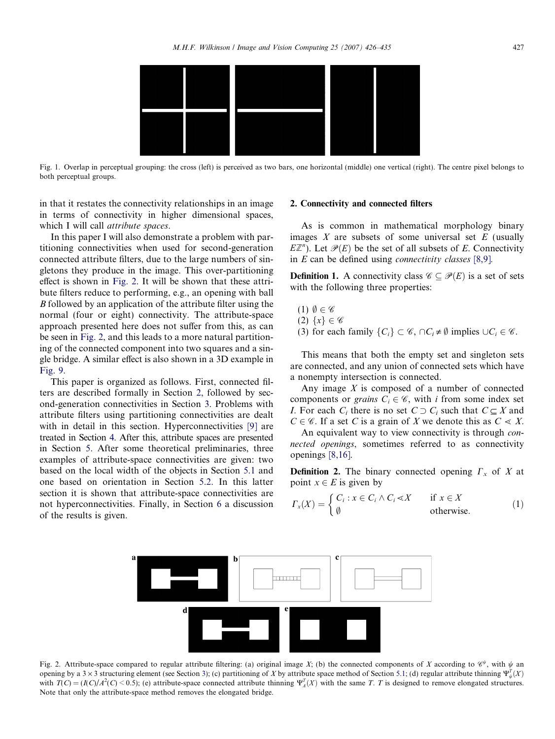Fig. 1. Overlap in perceptual grouping: the cross (left) is perceived as two bars, one horizontal (middle) one vertical (right). The centre pixel belongs to both perceptual groups.

in that it restates the connectivity relationships in an image in terms of connectivity in higher dimensional spaces, which I will call *attribute spaces*.

In this paper I will also demonstrate a problem with partitioning connectivities when used for second-generation connected attribute filters, due to the large numbers of singletons they produce in the image. This over-partitioning effect is shown in Fig. 2. It will be shown that these attribute filters reduce to performing, e.g., an opening with ball $B$ followed by an application of the attribute filter using the normal (four or eight) connectivity. The attribute-space approach presented here does not suffer from this, as can be seen in Fig. 2, and this leads to a more natural partitioning of the connected component into two squares and a single bridge. A similar effect is also shown in a 3D example in Fig. 9.

This paper is organized as follows. First, connected filters are described formally in Section 2, followed by second-generation connectivities in Section 3. Problems with attribute filters using partitioning connectivities are dealt with in detail in this section. Hyperconnectivities [9] are treated in Section 4. After this, attribute spaces are presented in Section 5. After some theoretical preliminaries, three examples of attribute-space connectivities are given: two based on the local width of the objects in Section 5.1 and one based on orientation in Section 5.2. In this latter section it is shown that attribute-space connectivities are not hyperconnectivities. Finally, in Section 6 a discussion of the results is given.

## 2. Connectivity and connected filters

As is common in mathematical morphology binary images $X$ are subsets of some universal set $E$ (usually $E\mathbb{Z}^n$). Let $\mathscr{P}(E)$ be the set of all subsets of $E$. Connectivity in $E$ can be defined using *connectivity classes* [8,9].

**Definition 1.** A connectivity class $\mathscr{C} \subseteq \mathscr{P}(E)$ is a set of sets with the following three properties:

(1) $\emptyset \in \mathscr{C}$
(2) $\{x\} \in \mathscr{C}$
(3) for each family $\{C_i\} \subset \mathscr{C}$, $\cap C_i \neq \emptyset$ implies $\cup C_i \in \mathscr{C}$.

This means that both the empty set and singleton sets are connected, and any union of connected sets which have a nonempty intersection is connected.

Any image $X$ is composed of a number of connected components or *grains* $C_i \in \mathscr{C}$, with $i$ from some index set $I$. For each $C_i$ there is no set $C \supset C_i$ such that $C \subseteq X$ and $C \in \mathscr{C}$. If a set $C$ is a grain of $X$ we denote this as $C \lessdot X$.

An equivalent way to view connectivity is through *connected openings*, sometimes referred to as connectivity openings [8,16].

**Definition 2.** The binary connected opening $\Gamma_x$ of $X$ at point $x \in E$ is given by

$$\Gamma_x(X) = \begin{cases} C_i : x \in C_i \wedge C_i \lessdot X & \text{if } x \in X \\ \emptyset & \text{otherwise.} \end{cases} \tag{1}$$

Fig. 2. Attribute-space compared to regular attribute filtering: (a) original image $X$; (b) the connected components of $X$ according to $\mathscr{C}^\psi$, with $\psi$ an opening by a $3 \times 3$ structuring element (see Section 3); (c) partitioning of $X$ by attribute space method of Section 5.1; (d) regular attribute thinning $\Psi_\psi^T(X)$ with $T(C) = (I(C)/A^2(C) < 0.5)$; (e) attribute-space connected attribute thinning $\Psi_A^T(X)$ with the same $T$. $T$ is designed to remove elongated structures. Note that only the attribute-space method removes the elongated bridge.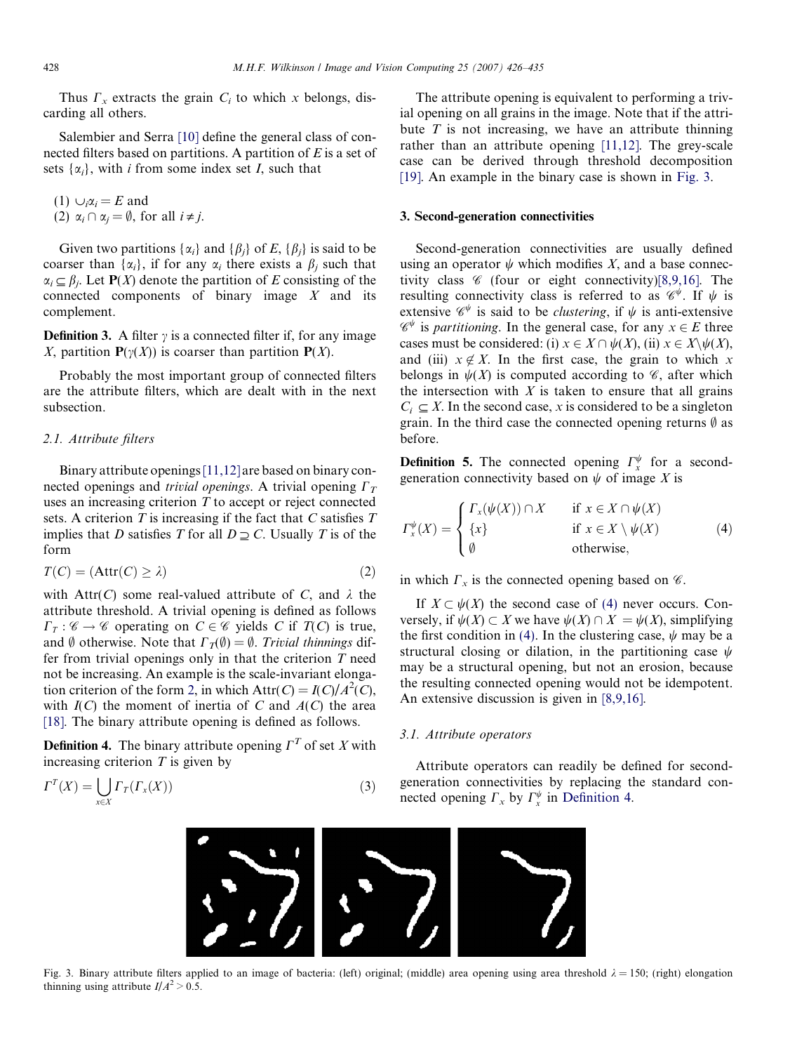Thus $\Gamma_x$ extracts the grain $C_i$ to which $x$ belongs, discarding all others.

Salembier and Serra [10] define the general class of connected filters based on partitions. A partition of $E$ is a set of sets $\{\alpha_i\}$, with $i$ from some index set $I$, such that

(1) $\cup_i \alpha_i = E$ and
(2) $\alpha_i \cap \alpha_j = \emptyset$, for all $i \neq j$.

Given two partitions $\{\alpha_i\}$ and $\{\beta_j\}$ of $E$, $\{\beta_j\}$ is said to be coarser than $\{\alpha_i\}$, if for any $\alpha_i$ there exists a $\beta_j$ such that $\alpha_i \subseteq \beta_j$. Let $\mathbf{P}(X)$ denote the partition of $E$ consisting of the connected components of binary image $X$ and its complement.

**Definition 3.** A filter $\gamma$ is a connected filter if, for any image $X$, partition $\mathbf{P}(\gamma(X))$ is coarser than partition $\mathbf{P}(X)$.

Probably the most important group of connected filters are the attribute filters, which are dealt with in the next subsection.

### 2.1. Attribute filters

Binary attribute openings [11,12] are based on binary connected openings and *trivial openings*. A trivial opening $\Gamma_T$ uses an increasing criterion $T$ to accept or reject connected sets. A criterion $T$ is increasing if the fact that $C$ satisfies $T$ implies that $D$ satisfies $T$ for all $D \supseteq C$. Usually $T$ is of the form

$$T(C) = (\mathrm{Attr}(C) \geq \lambda) \tag{2}$$

with $\mathrm{Attr}(C)$ some real-valued attribute of $C$, and $\lambda$ the attribute threshold. A trivial opening is defined as follows $\Gamma_T : \mathscr{C} \to \mathscr{C}$ operating on $C \in \mathscr{C}$ yields $C$ if $T(C)$ is true, and $\emptyset$ otherwise. Note that $\Gamma_T(\emptyset) = \emptyset$. *Trivial thinnings* differ from trivial openings only in that the criterion $T$ need not be increasing. An example is the scale-invariant elongation criterion of the form 2, in which $\mathrm{Attr}(C) = I(C)/A^2(C)$, with $I(C)$ the moment of inertia of $C$ and $A(C)$ the area [18]. The binary attribute opening is defined as follows.

**Definition 4.** The binary attribute opening $\Gamma^T$ of set $X$ with increasing criterion $T$ is given by

$$\Gamma^T(X) = \bigcup_{x \in X} \Gamma_T(\Gamma_x(X)) \tag{3}$$

The attribute opening is equivalent to performing a trivial opening on all grains in the image. Note that if the attribute $T$ is not increasing, we have an attribute thinning rather than an attribute opening [11,12]. The grey-scale case can be derived through threshold decomposition [19]. An example in the binary case is shown in Fig. 3.

## 3. Second-generation connectivities

Second-generation connectivities are usually defined using an operator $\psi$ which modifies $X$, and a base connectivity class $\mathscr{C}$ (four or eight connectivity)[8,9,16]. The resulting connectivity class is referred to as $\mathscr{C}^\psi$. If $\psi$ is extensive $\mathscr{C}^\psi$ is said to be *clustering*, if $\psi$ is anti-extensive $\mathscr{C}^\psi$ is *partitioning*. In the general case, for any $x \in E$ three cases must be considered: (i) $x \in X \cap \psi(X)$, (ii) $x \in X \backslash \psi(X)$, and (iii) $x \notin X$. In the first case, the grain to which $x$ belongs in $\psi(X)$ is computed according to $\mathscr{C}$, after which the intersection with $X$ is taken to ensure that all grains $C_i \subseteq X$. In the second case, $x$ is considered to be a singleton grain. In the third case the connected opening returns $\emptyset$ as before.

**Definition 5.** The connected opening $\Gamma_x^\psi$ for a second-generation connectivity based on $\psi$ of image $X$ is

$$\Gamma_x^\psi(X) = \begin{cases} \Gamma_x(\psi(X)) \cap X & \text{if } x \in X \cap \psi(X) \\ \{x\} & \text{if } x \in X \setminus \psi(X) \\ \emptyset & \text{otherwise,} \end{cases} \tag{4}$$

in which $\Gamma_x$ is the connected opening based on $\mathscr{C}$.

If $X \subset \psi(X)$ the second case of (4) never occurs. Conversely, if $\psi(X) \subset X$ we have $\psi(X) \cap X = \psi(X)$, simplifying the first condition in (4). In the clustering case, $\psi$ may be a structural closing or dilation, in the partitioning case $\psi$ may be a structural opening, but not an erosion, because the resulting connected opening would not be idempotent. An extensive discussion is given in [8,9,16].

### 3.1. Attribute operators

Attribute operators can readily be defined for second-generation connectivities by replacing the standard connected opening $\Gamma_x$ by $\Gamma_x^\psi$ in Definition 4.

Fig. 3. Binary attribute filters applied to an image of bacteria: (left) original; (middle) area opening using area threshold $\lambda = 150$; (right) elongation thinning using attribute $I/A^2 > 0.5$.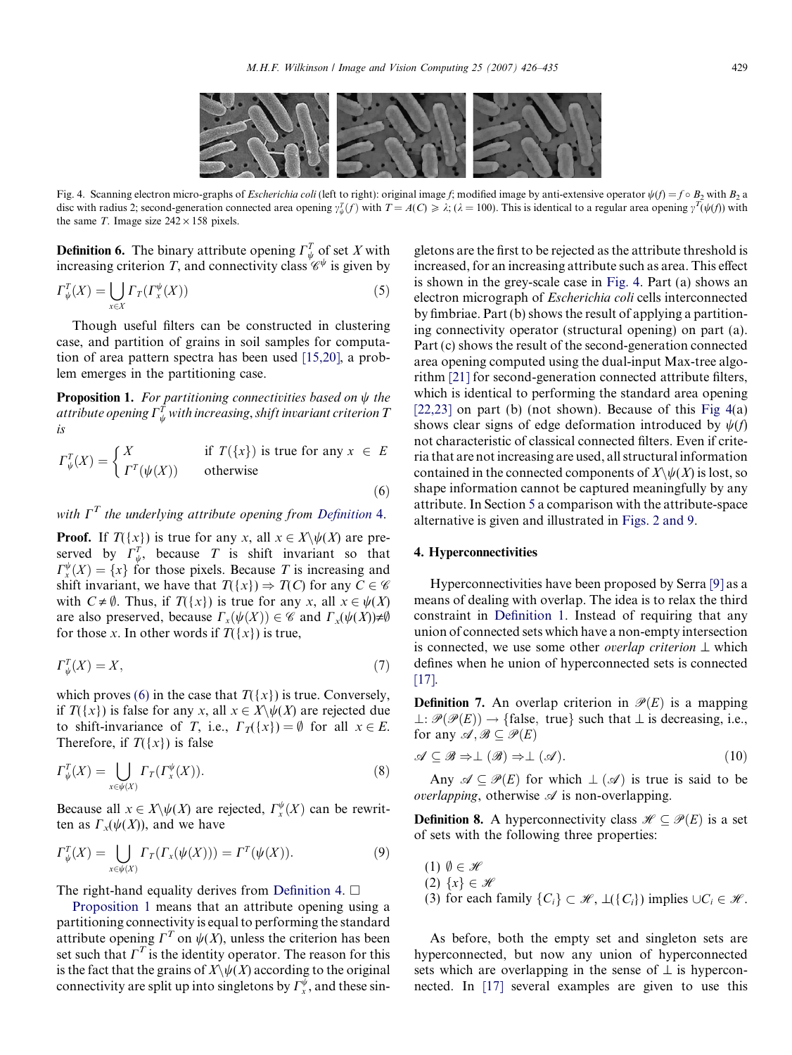Fig. 4. Scanning electron micro-graphs of *Escherichia coli* (left to right): original image $f$; modified image by anti-extensive operator $\psi(f) = f \circ B_2$ with $B_2$ a disc with radius 2; second-generation connected area opening $\gamma_\psi^T(f)$ with $T = A(C) \geqslant \lambda$; ($\lambda = 100$). This is identical to a regular area opening $\gamma^T(\psi(f))$ with the same $T$. Image size $242 \times 158$ pixels.

**Definition 6.** The binary attribute opening $\Gamma_\psi^T$ of set $X$ with increasing criterion $T$, and connectivity class $\mathscr{C}^\psi$ is given by

$$\Gamma_\psi^T(X) = \bigcup_{x \in X} \Gamma_T(\Gamma_x^\psi(X)) \tag{5}$$

Though useful filters can be constructed in clustering case, and partition of grains in soil samples for computation of area pattern spectra has been used [15,20], a problem emerges in the partitioning case.

**Proposition 1.** *For partitioning connectivities based on $\psi$ the attribute opening $\Gamma_\psi^T$ with increasing, shift invariant criterion $T$ is*

$$\Gamma_\psi^T(X) = \begin{cases} X & \text{if } T(\{x\}) \text{ is true for any } x \in E \\ \Gamma^T(\psi(X)) & \text{otherwise} \end{cases} \tag{6}$$

*with $\Gamma^T$ the underlying attribute opening from Definition 4.*

**Proof.** If $T(\{x\})$ is true for any $x$, all $x \in X\backslash\psi(X)$ are preserved by $\Gamma_\psi^T$, because $T$ is shift invariant so that $\Gamma_x^\psi(X) = \{x\}$ for those pixels. Because $T$ is increasing and shift invariant, we have that $T(\{x\}) \Rightarrow T(C)$ for any $C \in \mathscr{C}$ with $C \neq \emptyset$. Thus, if $T(\{x\})$ is true for any $x$, all $x \in \psi(X)$ are also preserved, because $\Gamma_x(\psi(X)) \in \mathscr{C}$ and $\Gamma_x(\psi(X)) \neq \emptyset$ for those $x$. In other words if $T(\{x\})$ is true,

$$\Gamma_\psi^T(X) = X, \tag{7}$$

which proves (6) in the case that $T(\{x\})$ is true. Conversely, if $T(\{x\})$ is false for any $x$, all $x \in X\backslash\psi(X)$ are rejected due to shift-invariance of $T$, i.e., $\Gamma_T(\{x\}) = \emptyset$ for all $x \in E$. Therefore, if $T(\{x\})$ is false

$$\Gamma_\psi^T(X) = \bigcup_{x \in \psi(X)} \Gamma_T(\Gamma_x^\psi(X)). \tag{8}$$

Because all $x \in X\backslash\psi(X)$ are rejected, $\Gamma_x^\psi(X)$ can be rewritten as $\Gamma_x(\psi(X))$, and we have

$$\Gamma_\psi^T(X) = \bigcup_{x \in \psi(X)} \Gamma_T(\Gamma_x(\psi(X))) = \Gamma^T(\psi(X)). \tag{9}$$

The right-hand equality derives from Definition 4. □

Proposition 1 means that an attribute opening using a partitioning connectivity is equal to performing the standard attribute opening $\Gamma^T$ on $\psi(X)$, unless the criterion has been set such that $\Gamma^T$ is the identity operator. The reason for this is the fact that the grains of $X\backslash\psi(X)$ according to the original connectivity are split up into singletons by $\Gamma_x^\psi$, and these singletons are the first to be rejected as the attribute threshold is increased, for an increasing attribute such as area. This effect is shown in the grey-scale case in Fig. 4. Part (a) shows an electron micrograph of *Escherichia coli* cells interconnected by fimbriae. Part (b) shows the result of applying a partitioning connectivity operator (structural opening) on part (a). Part (c) shows the result of the second-generation connected area opening computed using the dual-input Max-tree algorithm [21] for second-generation connected attribute filters, which is identical to performing the standard area opening [22,23] on part (b) (not shown). Because of this Fig 4(a) shows clear signs of edge deformation introduced by $\psi(f)$ not characteristic of classical connected filters. Even if criteria that are not increasing are used, all structural information contained in the connected components of $X\backslash\psi(X)$ is lost, so shape information cannot be captured meaningfully by any attribute. In Section 5 a comparison with the attribute-space alternative is given and illustrated in Figs. 2 and 9.

## 4. Hyperconnectivities

Hyperconnectivities have been proposed by Serra [9] as a means of dealing with overlap. The idea is to relax the third constraint in Definition 1. Instead of requiring that any union of connected sets which have a non-empty intersection is connected, we use some other *overlap criterion* $\perp$ which defines when he union of hyperconnected sets is connected [17].

**Definition 7.** An overlap criterion in $\mathscr{P}(E)$ is a mapping $\perp : \mathscr{P}(\mathscr{P}(E)) \rightarrow \{\text{false, true}\}$ such that $\perp$ is decreasing, i.e., for any $\mathscr{A}, \mathscr{B} \subseteq \mathscr{P}(E)$

$$\mathscr{A} \subseteq \mathscr{B} \Rightarrow \perp(\mathscr{B}) \Rightarrow \perp(\mathscr{A}). \tag{10}$$

Any $\mathscr{A} \subseteq \mathscr{P}(E)$ for which $\perp(\mathscr{A})$ is true is said to be *overlapping*, otherwise $\mathscr{A}$ is non-overlapping.

**Definition 8.** A hyperconnectivity class $\mathscr{H} \subseteq \mathscr{P}(E)$ is a set of sets with the following three properties:

(1) $\emptyset \in \mathscr{H}$
(2) $\{x\} \in \mathscr{H}$
(3) for each family $\{C_i\} \subset \mathscr{H}$, $\perp(\{C_i\})$ implies $\cup C_i \in \mathscr{H}$.

As before, both the empty set and singleton sets are hyperconnected, but now any union of hyperconnected sets which are overlapping in the sense of $\perp$ is hyperconnected. In [17] several examples are given to use this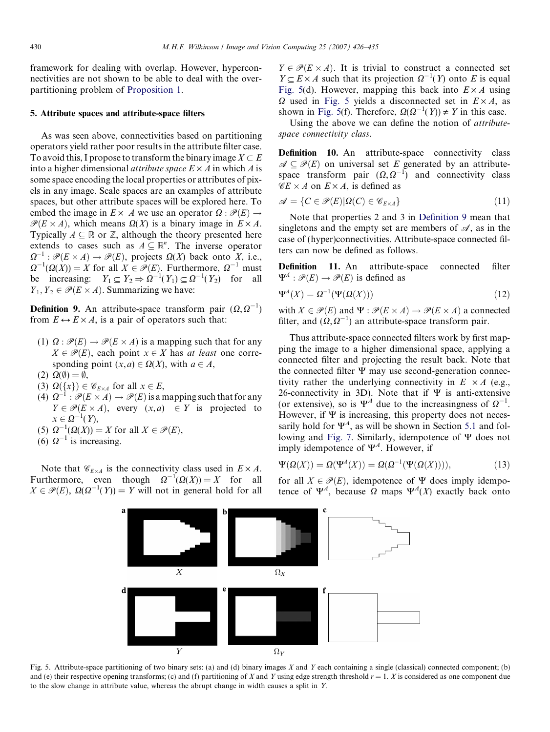framework for dealing with overlap. However, hyperconnectivities are not shown to be able to deal with the overpartitioning problem of Proposition 1.

## 5. Attribute spaces and attribute-space filters

As was seen above, connectivities based on partitioning operators yield rather poor results in the attribute filter case. To avoid this, I propose to transform the binary image $X \subset E$ into a higher dimensional *attribute space* $E \times A$ in which $A$ is some space encoding the local properties or attributes of pixels in any image. Scale spaces are an examples of attribute spaces, but other attribute spaces will be explored here. To embed the image in $E \times A$ we use an operator $\Omega : \mathscr{P}(E) \to \mathscr{P}(E \times A)$, which means $\Omega(X)$ is a binary image in $E \times A$. Typically $A \subseteq \mathbb{R}$ or $\mathbb{Z}$, although the theory presented here extends to cases such as $A \subseteq \mathbb{R}^n$. The inverse operator $\Omega^{-1} : \mathscr{P}(E \times A) \to \mathscr{P}(E)$, projects $\Omega(X)$ back onto $X$, i.e., $\Omega^{-1}(\Omega(X)) = X$ for all $X \in \mathscr{P}(E)$. Furthermore, $\Omega^{-1}$ must be increasing: $Y_1 \subseteq Y_2 \Rightarrow \Omega^{-1}(Y_1) \subseteq \Omega^{-1}(Y_2)$ for all $Y_1, Y_2 \in \mathscr{P}(E \times A)$. Summarizing we have:

**Definition 9.** An attribute-space transform pair $(\Omega, \Omega^{-1})$ from $E \leftrightarrow E \times A$, is a pair of operators such that:

1. $\Omega : \mathscr{P}(E) \to \mathscr{P}(E \times A)$ is a mapping such that for any $X \in \mathscr{P}(E)$, each point $x \in X$ has *at least* one corresponding point $(x, a) \in \Omega(X)$, with $a \in A$,
2. $\Omega(\emptyset) = \emptyset$,
3. $\Omega(\{x\}) \in \mathscr{C}_{E \times A}$ for all $x \in E$,
4. $\Omega^{-1} : \mathscr{P}(E \times A) \to \mathscr{P}(E)$ is a mapping such that for any $Y \in \mathscr{P}(E \times A)$, every $(x, a) \in Y$ is projected to $x \in \Omega^{-1}(Y)$,
5. $\Omega^{-1}(\Omega(X)) = X$ for all $X \in \mathscr{P}(E)$,
6. $\Omega^{-1}$ is increasing.

Note that $\mathscr{C}_{E \times A}$ is the connectivity class used in $E \times A$. Furthermore, even though $\Omega^{-1}(\Omega(X)) = X$ for all $X \in \mathscr{P}(E)$, $\Omega(\Omega^{-1}(Y)) = Y$ will not in general hold for all $Y \in \mathscr{P}(E \times A)$. It is trivial to construct a connected set $Y \subseteq E \times A$ such that its projection $\Omega^{-1}(Y)$ onto $E$ is equal Fig. 5(d). However, mapping this back into $E \times A$ using $\Omega$ used in Fig. 5 yields a disconnected set in $E \times A$, as shown in Fig. 5(f). Therefore, $\Omega(\Omega^{-1}(Y)) \neq Y$ in this case.

Using the above we can define the notion of *attribute-space connectivity class*.

**Definition 10.** An attribute-space connectivity class $\mathscr{A} \subseteq \mathscr{P}(E)$ on universal set $E$ generated by an attribute-space transform pair $(\Omega, \Omega^{-1})$ and connectivity class $\mathscr{C}E \times A$ on $E \times A$, is defined as

$$\mathscr{A} = \{C \in \mathscr{P}(E) | \Omega(C) \in \mathscr{C}_{E \times A}\} \tag{11}$$

Note that properties 2 and 3 in Definition 9 mean that singletons and the empty set are members of $\mathscr{A}$, as in the case of (hyper)connectivities. Attribute-space connected filters can now be defined as follows.

**Definition 11.** An attribute-space connected filter $\Psi^A : \mathscr{P}(E) \to \mathscr{P}(E)$ is defined as

$$\Psi^A(X) = \Omega^{-1}(\Psi(\Omega(X))) \tag{12}$$

with $X \in \mathscr{P}(E)$ and $\Psi : \mathscr{P}(E \times A) \to \mathscr{P}(E \times A)$ a connected filter, and $(\Omega, \Omega^{-1})$ an attribute-space transform pair.

Thus attribute-space connected filters work by first mapping the image to a higher dimensional space, applying a connected filter and projecting the result back. Note that the connected filter $\Psi$ may use second-generation connectivity rather the underlying connectivity in $E \times A$ (e.g., 26-connectivity in 3D). Note that if $\Psi$ is anti-extensive (or extensive), so is $\Psi^A$ due to the increasingness of $\Omega^{-1}$. However, if $\Psi$ is increasing, this property does not necessarily hold for $\Psi^A$, as will be shown in Section 5.1 and following and Fig. 7. Similarly, idempotence of $\Psi$ does not imply idempotence of $\Psi^A$. However, if

$$\Psi(\Omega(X)) = \Omega(\Psi^A(X)) = \Omega(\Omega^{-1}(\Psi(\Omega(X)))), \tag{13}$$

for all $X \in \mathscr{P}(E)$, idempotence of $\Psi$ does imply idempotence of $\Psi^A$, because $\Omega$ maps $\Psi^A(X)$ exactly back onto

Fig. 5. Attribute-space partitioning of two binary sets: (a) and (d) binary images $X$ and $Y$ each containing a single (classical) connected component; (b) and (e) their respective opening transforms; (c) and (f) partitioning of $X$ and $Y$ using edge strength threshold $r = 1$. $X$ is considered as one component due to the slow change in attribute value, whereas the abrupt change in width causes a split in $Y$.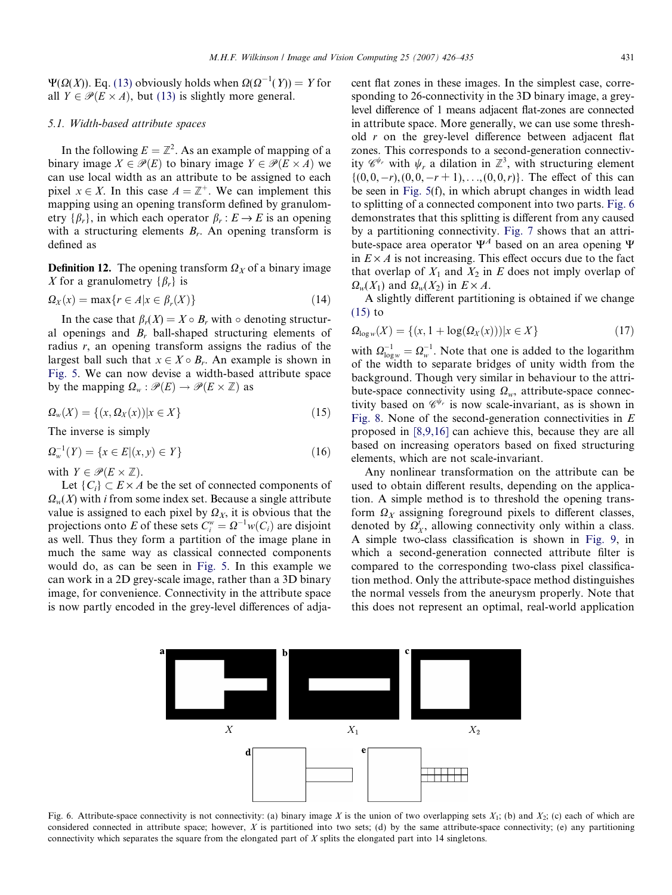$\Psi(\Omega(X))$. Eq. (13) obviously holds when $\Omega(\Omega^{-1}(Y)) = Y$ for all $Y \in \mathscr{P}(E \times A)$, but (13) is slightly more general.

### 5.1. Width-based attribute spaces

In the following $E = \mathbb{Z}^2$. As an example of mapping of a binary image $X \in \mathscr{P}(E)$ to binary image $Y \in \mathscr{P}(E \times A)$ we can use local width as an attribute to be assigned to each pixel $x \in X$. In this case $A = \mathbb{Z}^+$. We can implement this mapping using an opening transform defined by granulometry $\{\beta_r\}$, in which each operator $\beta_r : E \to E$ is an opening with a structuring elements $B_r$. An opening transform is defined as

**Definition 12.** The opening transform $\Omega_X$ of a binary image $X$ for a granulometry $\{\beta_r\}$ is

$$\Omega_X(x) = \max\{r \in A | x \in \beta_r(X)\} \tag{14}$$

In the case that $\beta_r(X) = X \circ B_r$ with $\circ$ denoting structural openings and $B_r$ ball-shaped structuring elements of radius $r$, an opening transform assigns the radius of the largest ball such that $x \in X \circ B_r$. An example is shown in Fig. 5. We can now devise a width-based attribute space by the mapping $\Omega_w : \mathscr{P}(E) \to \mathscr{P}(E \times \mathbb{Z})$ as

$$\Omega_w(X) = \{(x, \Omega_X(x)) | x \in X\} \tag{15}$$

The inverse is simply

$$\Omega_w^{-1}(Y) = \{x \in E | (x, y) \in Y\} \tag{16}$$

with $Y \in \mathscr{P}(E \times \mathbb{Z})$.

Let $\{C_i\} \subset E \times A$ be the set of connected components of $\Omega_w(X)$ with $i$ from some index set. Because a single attribute value is assigned to each pixel by $\Omega_X$, it is obvious that the projections onto $E$ of these sets $C_i^w = \Omega^{-1}w(C_i)$ are disjoint as well. Thus they form a partition of the image plane in much the same way as classical connected components would do, as can be seen in Fig. 5. In this example we can work in a 2D grey-scale image, rather than a 3D binary image, for convenience. Connectivity in the attribute space is now partly encoded in the grey-level differences of adjacent flat zones in these images. In the simplest case, corresponding to 26-connectivity in the 3D binary image, a grey-level difference of 1 means adjacent flat-zones are connected in attribute space. More generally, we can use some threshold $r$ on the grey-level difference between adjacent flat zones. This corresponds to a second-generation connectivity $\mathscr{C}^{\psi_r}$ with $\psi_r$ a dilation in $\mathbb{Z}^3$, with structuring element $\{(0,0,-r),(0,0,-r+1),\ldots,(0,0,r)\}$. The effect of this can be seen in Fig. 5(f), in which abrupt changes in width lead to splitting of a connected component into two parts. Fig. 6 demonstrates that this splitting is different from any caused by a partitioning connectivity. Fig. 7 shows that an attribute-space area operator $\Psi^A$ based on an area opening $\Psi$ in $E \times A$ is not increasing. This effect occurs due to the fact that overlap of $X_1$ and $X_2$ in $E$ does not imply overlap of $\Omega_w(X_1)$ and $\Omega_w(X_2)$ in $E \times A$.

A slightly different partitioning is obtained if we change (15) to

$$\Omega_{\log w}(X) = \{(x, 1 + \log(\Omega_X(x))) | x \in X\} \tag{17}$$

with $\Omega_{\log w}^{-1} = \Omega_w^{-1}$. Note that one is added to the logarithm of the width to separate bridges of unity width from the background. Though very similar in behaviour to the attribute-space connectivity using $\Omega_w$, attribute-space connectivity based on $\mathscr{C}^{\psi_r}$ is now scale-invariant, as is shown in Fig. 8. None of the second-generation connectivities in $E$ proposed in [8,9,16] can achieve this, because they are all based on increasing operators based on fixed structuring elements, which are not scale-invariant.

Any nonlinear transformation on the attribute can be used to obtain different results, depending on the application. A simple method is to threshold the opening transform $\Omega_X$ assigning foreground pixels to different classes, denoted by $\Omega_X^t$, allowing connectivity only within a class. A simple two-class classification is shown in Fig. 9, in which a second-generation connected attribute filter is compared to the corresponding two-class pixel classification method. Only the attribute-space method distinguishes the normal vessels from the aneurysm properly. Note that this does not represent an optimal, real-world application

Fig. 6. Attribute-space connectivity is not connectivity: (a) binary image $X$ is the union of two overlapping sets $X_1$; (b) and $X_2$; (c) each of which are considered connected in attribute space; however, $X$ is partitioned into two sets; (d) by the same attribute-space connectivity; (e) any partitioning connectivity which separates the square from the elongated part of $X$ splits the elongated part into 14 singletons.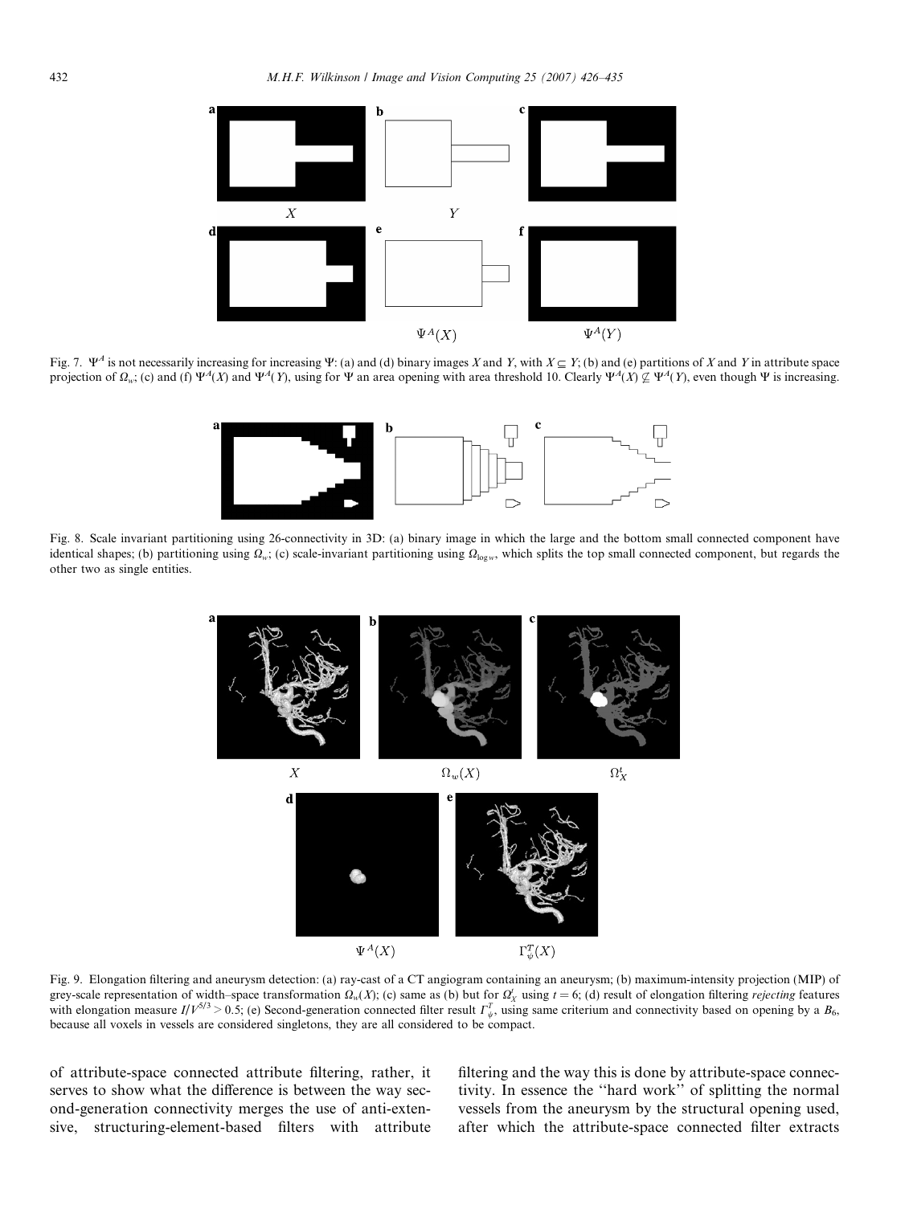Fig. 7. $\Psi^A$ is not necessarily increasing for increasing $\Psi$: (a) and (d) binary images $X$ and $Y$, with $X \subseteq Y$; (b) and (e) partitions of $X$ and $Y$ in attribute space projection of $\Omega_w$; (c) and (f) $\Psi^A(X)$ and $\Psi^A(Y)$, using for $\Psi$ an area opening with area threshold 10. Clearly $\Psi^A(X) \not\subseteq \Psi^A(Y)$, even though $\Psi$ is increasing.

Fig. 8. Scale invariant partitioning using 26-connectivity in 3D: (a) binary image in which the large and the bottom small connected component have identical shapes; (b) partitioning using $\Omega_w$; (c) scale-invariant partitioning using $\Omega_{\log w}$, which splits the top small connected component, but regards the other two as single entities.

Fig. 9. Elongation filtering and aneurysm detection: (a) ray-cast of a CT angiogram containing an aneurysm; (b) maximum-intensity projection (MIP) of grey-scale representation of width–space transformation $\Omega_w(X)$; (c) same as (b) but for $\Omega_X^t$ using $t = 6$; (d) result of elongation filtering *rejecting* features with elongation measure $I/V^{5/3} > 0.5$; (e) Second-generation connected filter result $\Gamma_\psi^T$, using same criterium and connectivity based on opening by a $B_6$, because all voxels in vessels are considered singletons, they are all considered to be compact.

of attribute-space connected attribute filtering, rather, it serves to show what the difference is between the way second-generation connectivity merges the use of anti-extensive, structuring-element-based filters with attribute filtering and the way this is done by attribute-space connectivity. In essence the "hard work" of splitting the normal vessels from the aneurysm by the structural opening used, after which the attribute-space connected filter extracts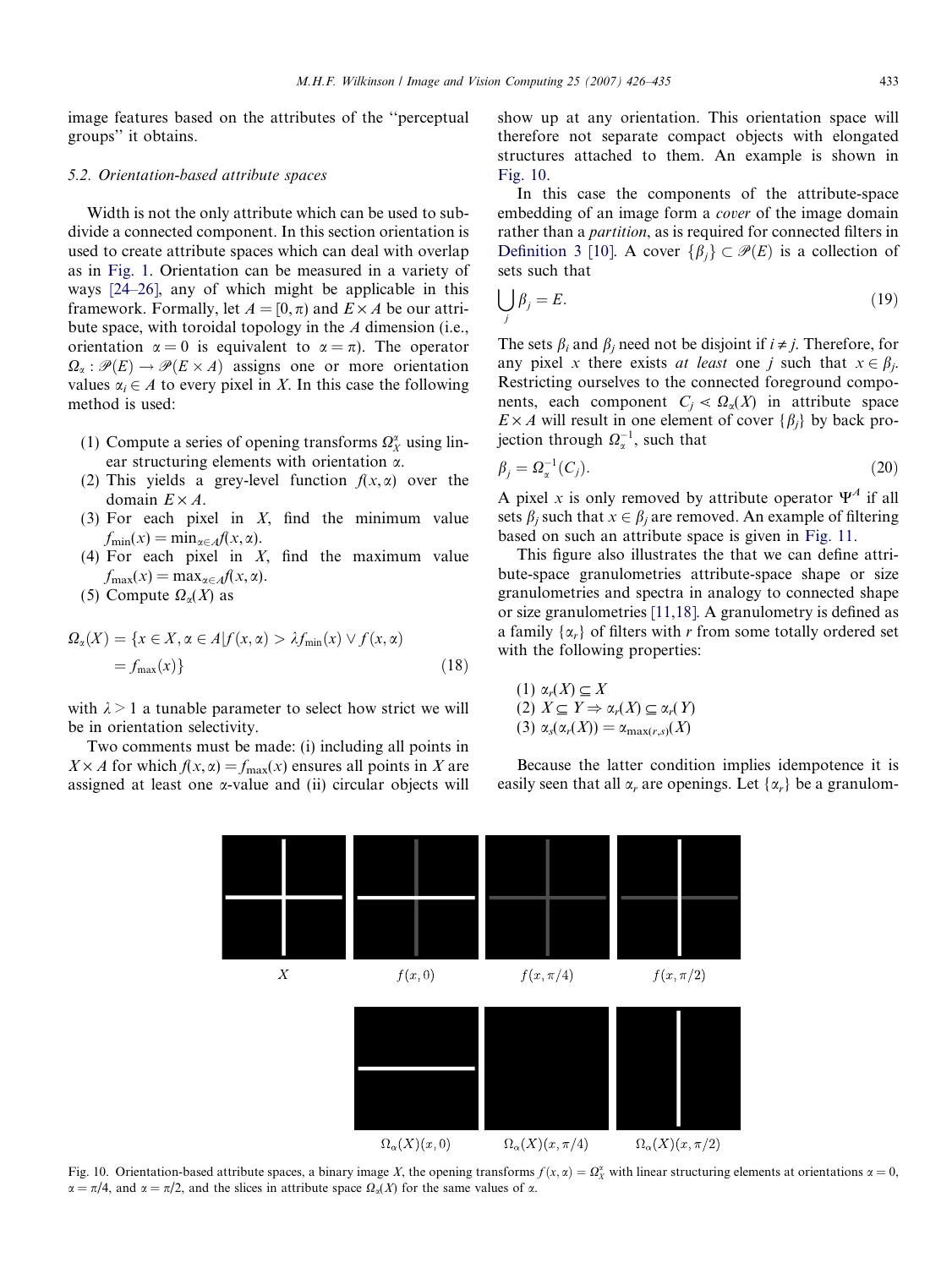image features based on the attributes of the ''perceptual groups'' it obtains.

### 5.2. Orientation-based attribute spaces

Width is not the only attribute which can be used to subdivide a connected component. In this section orientation is used to create attribute spaces which can deal with overlap as in Fig. 1. Orientation can be measured in a variety of ways [24–26], any of which might be applicable in this framework. Formally, let $A = [0, \pi)$ and $E \times A$ be our attribute space, with toroidal topology in the $A$ dimension (i.e., orientation $\alpha = 0$ is equivalent to $\alpha = \pi$). The operator $\Omega_\alpha : \mathscr{P}(E) \to \mathscr{P}(E \times A)$ assigns one or more orientation values $\alpha_i \in A$ to every pixel in $X$. In this case the following method is used:

(1) Compute a series of opening transforms $\Omega_X^\alpha$ using linear structuring elements with orientation $\alpha$.
(2) This yields a grey-level function $f(x, \alpha)$ over the domain $E \times A$.
(3) For each pixel in $X$, find the minimum value $f_{\min}(x) = \min_{\alpha \in A} f(x, \alpha)$.
(4) For each pixel in $X$, find the maximum value $f_{\max}(x) = \max_{\alpha \in A} f(x, \alpha)$.
(5) Compute $\Omega_\alpha(X)$ as

$$\Omega_\alpha(X) = \{x \in X, \alpha \in A | f(x, \alpha) > \lambda f_{\min}(x) \vee f(x, \alpha) = f_{\max}(x)\} \tag{18}$$

with $\lambda > 1$ a tunable parameter to select how strict we will be in orientation selectivity.

Two comments must be made: (i) including all points in $X \times A$ for which $f(x, \alpha) = f_{\max}(x)$ ensures all points in $X$ are assigned at least one $\alpha$-value and (ii) circular objects will show up at any orientation. This orientation space will therefore not separate compact objects with elongated structures attached to them. An example is shown in Fig. 10.

In this case the components of the attribute-space embedding of an image form a *cover* of the image domain rather than a *partition*, as is required for connected filters in Definition 3 [10]. A cover $\{\beta_j\} \subset \mathscr{P}(E)$ is a collection of sets such that

$$\bigcup_j \beta_j = E. \tag{19}$$

The sets $\beta_i$ and $\beta_j$ need not be disjoint if $i \neq j$. Therefore, for any pixel $x$ there exists *at least* one $j$ such that $x \in \beta_j$. Restricting ourselves to the connected foreground components, each component $C_j \prec \Omega_\alpha(X)$ in attribute space $E \times A$ will result in one element of cover $\{\beta_j\}$ by back projection through $\Omega_\alpha^{-1}$, such that

$$\beta_j = \Omega_\alpha^{-1}(C_j). \tag{20}$$

A pixel $x$ is only removed by attribute operator $\Psi^A$ if all sets $\beta_j$ such that $x \in \beta_j$ are removed. An example of filtering based on such an attribute space is given in Fig. 11.

This figure also illustrates the that we can define attribute-space granulometries attribute-space shape or size granulometries and spectra in analogy to connected shape or size granulometries [11,18]. A granulometry is defined as a family $\{\alpha_r\}$ of filters with $r$ from some totally ordered set with the following properties:

(1) $\alpha_r(X) \subseteq X$
(2) $X \subseteq Y \Rightarrow \alpha_r(X) \subseteq \alpha_r(Y)$
(3) $\alpha_s(\alpha_r(X)) = \alpha_{\max(r,s)}(X)$

Because the latter condition implies idempotence it is easily seen that all $\alpha_r$ are openings. Let $\{\alpha_r\}$ be a granulom-

Fig. 10. Orientation-based attribute spaces, a binary image $X$, the opening transforms $f(x, \alpha) = \Omega_X^\alpha$ with linear structuring elements at orientations $\alpha = 0$, $\alpha = \pi/4$, and $\alpha = \pi/2$, and the slices in attribute space $\Omega_\alpha(X)$ for the same values of $\alpha$.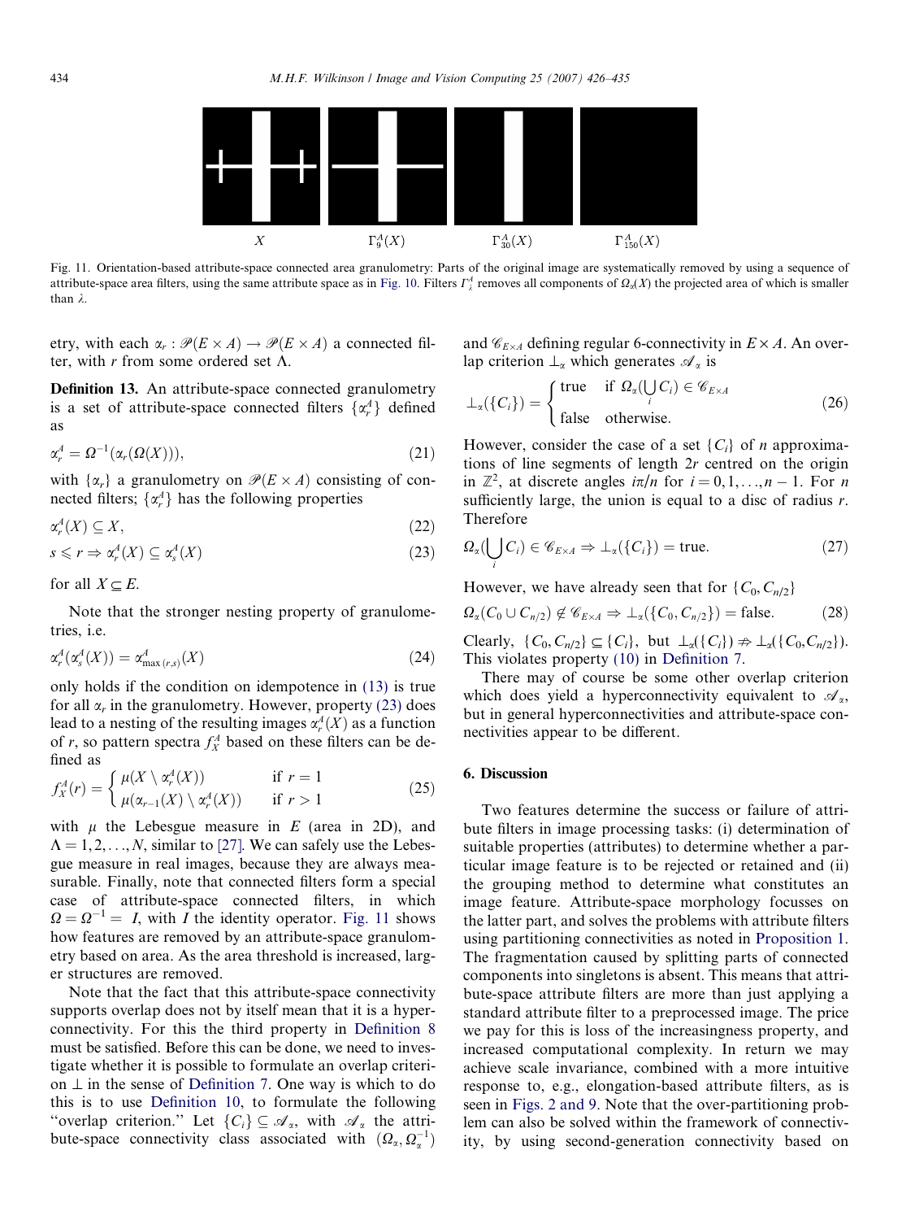$X$ $\Gamma^A_9(X)$ $\Gamma^A_{30}(X)$ $\Gamma^A_{150}(X)$

Fig. 11. Orientation-based attribute-space connected area granulometry: Parts of the original image are systematically removed by using a sequence of attribute-space area filters, using the same attribute space as in Fig. 10. Filters $\Gamma^A_\lambda$ removes all components of $\Omega_\alpha(X)$ the projected area of which is smaller than $\lambda$.

etry, with each $\alpha_r : \mathscr{P}(E \times A) \to \mathscr{P}(E \times A)$ a connected filter, with $r$ from some ordered set $\Lambda$.

**Definition 13.** An attribute-space connected granulometry is a set of attribute-space connected filters $\{\alpha^A_r\}$ defined as

$$\alpha^A_r = \Omega^{-1}(\alpha_r(\Omega(X))), \tag{21}$$

with $\{\alpha_r\}$ a granulometry on $\mathscr{P}(E \times A)$ consisting of connected filters; $\{\alpha^A_r\}$ has the following properties

$$\alpha^A_r(X) \subseteq X, \tag{22}$$

$$s \leqslant r \Rightarrow \alpha^A_r(X) \subseteq \alpha^A_s(X) \tag{23}$$

for all $X \subseteq E$.

Note that the stronger nesting property of granulometries, i.e.

$$\alpha^A_r(\alpha^A_s(X)) = \alpha^A_{\max(r,s)}(X) \tag{24}$$

only holds if the condition on idempotence in (13) is true for all $\alpha_r$ in the granulometry. However, property (23) does lead to a nesting of the resulting images $\alpha^A_r(X)$ as a function of $r$, so pattern spectra $f^A_X$ based on these filters can be defined as

$$f^A_X(r) = \begin{cases} \mu(X \setminus \alpha^A_r(X)) & \text{if } r = 1 \\ \mu(\alpha_{r-1}(X) \setminus \alpha^A_r(X)) & \text{if } r > 1 \end{cases} \tag{25}$$

with $\mu$ the Lebesgue measure in $E$ (area in 2D), and $\Lambda = 1, 2, \ldots, N$, similar to [27]. We can safely use the Lebesgue measure in real images, because they are always measurable. Finally, note that connected filters form a special case of attribute-space connected filters, in which $\Omega = \Omega^{-1} = I$, with $I$ the identity operator. Fig. 11 shows how features are removed by an attribute-space granulometry based on area. As the area threshold is increased, larger structures are removed.

Note that the fact that this attribute-space connectivity supports overlap does not by itself mean that it is a hyperconnectivity. For this the third property in Definition 8 must be satisfied. Before this can be done, we need to investigate whether it is possible to formulate an overlap criterion $\perp$ in the sense of Definition 7. One way is which to do this is to use Definition 10, to formulate the following "overlap criterion." Let $\{C_i\} \subseteq \mathscr{A}_\alpha$, with $\mathscr{A}_\alpha$ the attribute-space connectivity class associated with $(\Omega_\alpha, \Omega^{-1}_\alpha)$ and $\mathscr{C}_{E \times A}$ defining regular 6-connectivity in $E \times A$. An overlap criterion $\perp_\alpha$ which generates $\mathscr{A}_\alpha$ is

$$\perp_\alpha(\{C_i\}) = \begin{cases} \text{true} & \text{if } \Omega_\alpha(\bigcup_i C_i) \in \mathscr{C}_{E \times A} \\ \text{false} & \text{otherwise.} \end{cases} \tag{26}$$

However, consider the case of a set $\{C_i\}$ of $n$ approximations of line segments of length $2r$ centred on the origin in $\mathbb{Z}^2$, at discrete angles $i\pi/n$ for $i = 0, 1, \ldots, n-1$. For $n$ sufficiently large, the union is equal to a disc of radius $r$. Therefore

$$\Omega_\alpha(\bigcup_i C_i) \in \mathscr{C}_{E \times A} \Rightarrow \perp_\alpha(\{C_i\}) = \text{true}. \tag{27}$$

However, we have already seen that for $\{C_0, C_{n/2}\}$

$$\Omega_\alpha(C_0 \cup C_{n/2}) \notin \mathscr{C}_{E \times A} \Rightarrow \perp_\alpha(\{C_0, C_{n/2}\}) = \text{false}. \tag{28}$$

Clearly, $\{C_0, C_{n/2}\} \subseteq \{C_i\}$, but $\perp_\alpha(\{C_i\}) \nRightarrow \perp_\alpha(\{C_0, C_{n/2}\})$. This violates property (10) in Definition 7.

There may of course be some other overlap criterion which does yield a hyperconnectivity equivalent to $\mathscr{A}_\alpha$, but in general hyperconnectivities and attribute-space connectivities appear to be different.

## 6. Discussion

Two features determine the success or failure of attribute filters in image processing tasks: (i) determination of suitable properties (attributes) to determine whether a particular image feature is to be rejected or retained and (ii) the grouping method to determine what constitutes an image feature. Attribute-space morphology focusses on the latter part, and solves the problems with attribute filters using partitioning connectivities as noted in Proposition 1. The fragmentation caused by splitting parts of connected components into singletons is absent. This means that attribute-space attribute filters are more than just applying a standard attribute filter to a preprocessed image. The price we pay for this is loss of the increasingness property, and increased computational complexity. In return we may achieve scale invariance, combined with a more intuitive response to, e.g., elongation-based attribute filters, as is seen in Figs. 2 and 9. Note that the over-partitioning problem can also be solved within the framework of connectivity, by using second-generation connectivity based on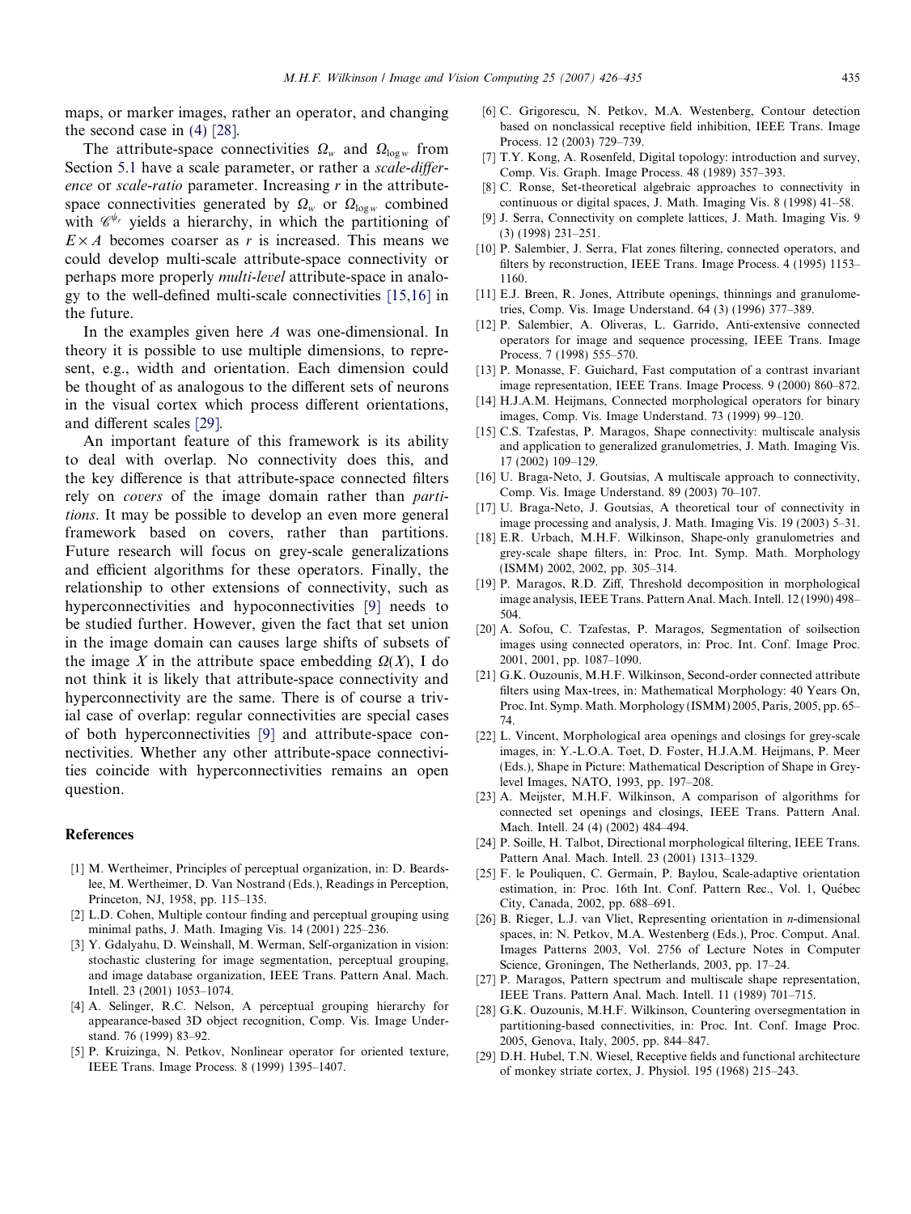maps, or marker images, rather an operator, and changing the second case in (4) [28].

The attribute-space connectivities $\Omega_w$ and $\Omega_{\log w}$ from Section 5.1 have a scale parameter, or rather a *scale-difference* or *scale-ratio* parameter. Increasing $r$ in the attribute-space connectivities generated by $\Omega_w$ or $\Omega_{\log w}$ combined with $\mathscr{C}^{\psi_r}$ yields a hierarchy, in which the partitioning of $E \times A$ becomes coarser as $r$ is increased. This means we could develop multi-scale attribute-space connectivity or perhaps more properly *multi-level* attribute-space in analogy to the well-defined multi-scale connectivities [15,16] in the future.

In the examples given here $A$ was one-dimensional. In theory it is possible to use multiple dimensions, to represent, e.g., width and orientation. Each dimension could be thought of as analogous to the different sets of neurons in the visual cortex which process different orientations, and different scales [29].

An important feature of this framework is its ability to deal with overlap. No connectivity does this, and the key difference is that attribute-space connected filters rely on *covers* of the image domain rather than *partitions*. It may be possible to develop an even more general framework based on covers, rather than partitions. Future research will focus on grey-scale generalizations and efficient algorithms for these operators. Finally, the relationship to other extensions of connectivity, such as hyperconnectivities and hypoconnectivities [9] needs to be studied further. However, given the fact that set union in the image domain can causes large shifts of subsets of the image $X$ in the attribute space embedding $\Omega(X)$, I do not think it is likely that attribute-space connectivity and hyperconnectivity are the same. There is of course a trivial case of overlap: regular connectivities are special cases of both hyperconnectivities [9] and attribute-space connectivities. Whether any other attribute-space connectivities coincide with hyperconnectivities remains an open question.

## References

[1] M. Wertheimer, Principles of perceptual organization, in: D. Beardslee, M. Wertheimer, D. Van Nostrand (Eds.), Readings in Perception, Princeton, NJ, 1958, pp. 115–135.

[2] L.D. Cohen, Multiple contour finding and perceptual grouping using minimal paths, J. Math. Imaging Vis. 14 (2001) 225–236.

[3] Y. Gdalyahu, D. Weinshall, M. Werman, Self-organization in vision: stochastic clustering for image segmentation, perceptual grouping, and image database organization, IEEE Trans. Pattern Anal. Mach. Intell. 23 (2001) 1053–1074.

[4] A. Selinger, R.C. Nelson, A perceptual grouping hierarchy for appearance-based 3D object recognition, Comp. Vis. Image Understand. 76 (1999) 83–92.

[5] P. Kruizinga, N. Petkov, Nonlinear operator for oriented texture, IEEE Trans. Image Process. 8 (1999) 1395–1407.

[6] C. Grigorescu, N. Petkov, M.A. Westenberg, Contour detection based on nonclassical receptive field inhibition, IEEE Trans. Image Process. 12 (2003) 729–739.

[7] T.Y. Kong, A. Rosenfeld, Digital topology: introduction and survey, Comp. Vis. Graph. Image Process. 48 (1989) 357–393.

[8] C. Ronse, Set-theoretical algebraic approaches to connectivity in continuous or digital spaces, J. Math. Imaging Vis. 8 (1998) 41–58.

[9] J. Serra, Connectivity on complete lattices, J. Math. Imaging Vis. 9 (3) (1998) 231–251.

[10] P. Salembier, J. Serra, Flat zones filtering, connected operators, and filters by reconstruction, IEEE Trans. Image Process. 4 (1995) 1153–1160.

[11] E.J. Breen, R. Jones, Attribute openings, thinnings and granulometries, Comp. Vis. Image Understand. 64 (3) (1996) 377–389.

[12] P. Salembier, A. Oliveras, L. Garrido, Anti-extensive connected operators for image and sequence processing, IEEE Trans. Image Process. 7 (1998) 555–570.

[13] P. Monasse, F. Guichard, Fast computation of a contrast invariant image representation, IEEE Trans. Image Process. 9 (2000) 860–872.

[14] H.J.A.M. Heijmans, Connected morphological operators for binary images, Comp. Vis. Image Understand. 73 (1999) 99–120.

[15] C.S. Tzafestas, P. Maragos, Shape connectivity: multiscale analysis and application to generalized granulometries, J. Math. Imaging Vis. 17 (2002) 109–129.

[16] U. Braga-Neto, J. Goutsias, A multiscale approach to connectivity, Comp. Vis. Image Understand. 89 (2003) 70–107.

[17] U. Braga-Neto, J. Goutsias, A theoretical tour of connectivity in image processing and analysis, J. Math. Imaging Vis. 19 (2003) 5–31.

[18] E.R. Urbach, M.H.F. Wilkinson, Shape-only granulometries and grey-scale shape filters, in: Proc. Int. Symp. Math. Morphology (ISMM) 2002, 2002, pp. 305–314.

[19] P. Maragos, R.D. Ziff, Threshold decomposition in morphological image analysis, IEEE Trans. Pattern Anal. Mach. Intell. 12 (1990) 498–504.

[20] A. Sofou, C. Tzafestas, P. Maragos, Segmentation of soilsection images using connected operators, in: Proc. Int. Conf. Image Proc. 2001, 2001, pp. 1087–1090.

[21] G.K. Ouzounis, M.H.F. Wilkinson, Second-order connected attribute filters using Max-trees, in: Mathematical Morphology: 40 Years On, Proc. Int. Symp. Math. Morphology (ISMM) 2005, Paris, 2005, pp. 65–74.

[22] L. Vincent, Morphological area openings and closings for grey-scale images, in: Y.-L.O.A. Toet, D. Foster, H.J.A.M. Heijmans, P. Meer (Eds.), Shape in Picture: Mathematical Description of Shape in Grey-level Images, NATO, 1993, pp. 197–208.

[23] A. Meijster, M.H.F. Wilkinson, A comparison of algorithms for connected set openings and closings, IEEE Trans. Pattern Anal. Mach. Intell. 24 (4) (2002) 484–494.

[24] P. Soille, H. Talbot, Directional morphological filtering, IEEE Trans. Pattern Anal. Mach. Intell. 23 (2001) 1313–1329.

[25] F. le Pouliquen, C. Germain, P. Baylou, Scale-adaptive orientation estimation, in: Proc. 16th Int. Conf. Pattern Rec., Vol. 1, Québec City, Canada, 2002, pp. 688–691.

[26] B. Rieger, L.J. van Vliet, Representing orientation in $n$-dimensional spaces, in: N. Petkov, M.A. Westenberg (Eds.), Proc. Comput. Anal. Images Patterns 2003, Vol. 2756 of Lecture Notes in Computer Science, Groningen, The Netherlands, 2003, pp. 17–24.

[27] P. Maragos, Pattern spectrum and multiscale shape representation, IEEE Trans. Pattern Anal. Mach. Intell. 11 (1989) 701–715.

[28] G.K. Ouzounis, M.H.F. Wilkinson, Countering oversegmentation in partitioning-based connectivities, in: Proc. Int. Conf. Image Proc. 2005, Genova, Italy, 2005, pp. 844–847.

[29] D.H. Hubel, T.N. Wiesel, Receptive fields and functional architecture of monkey striate cortex, J. Physiol. 195 (1968) 215–243.